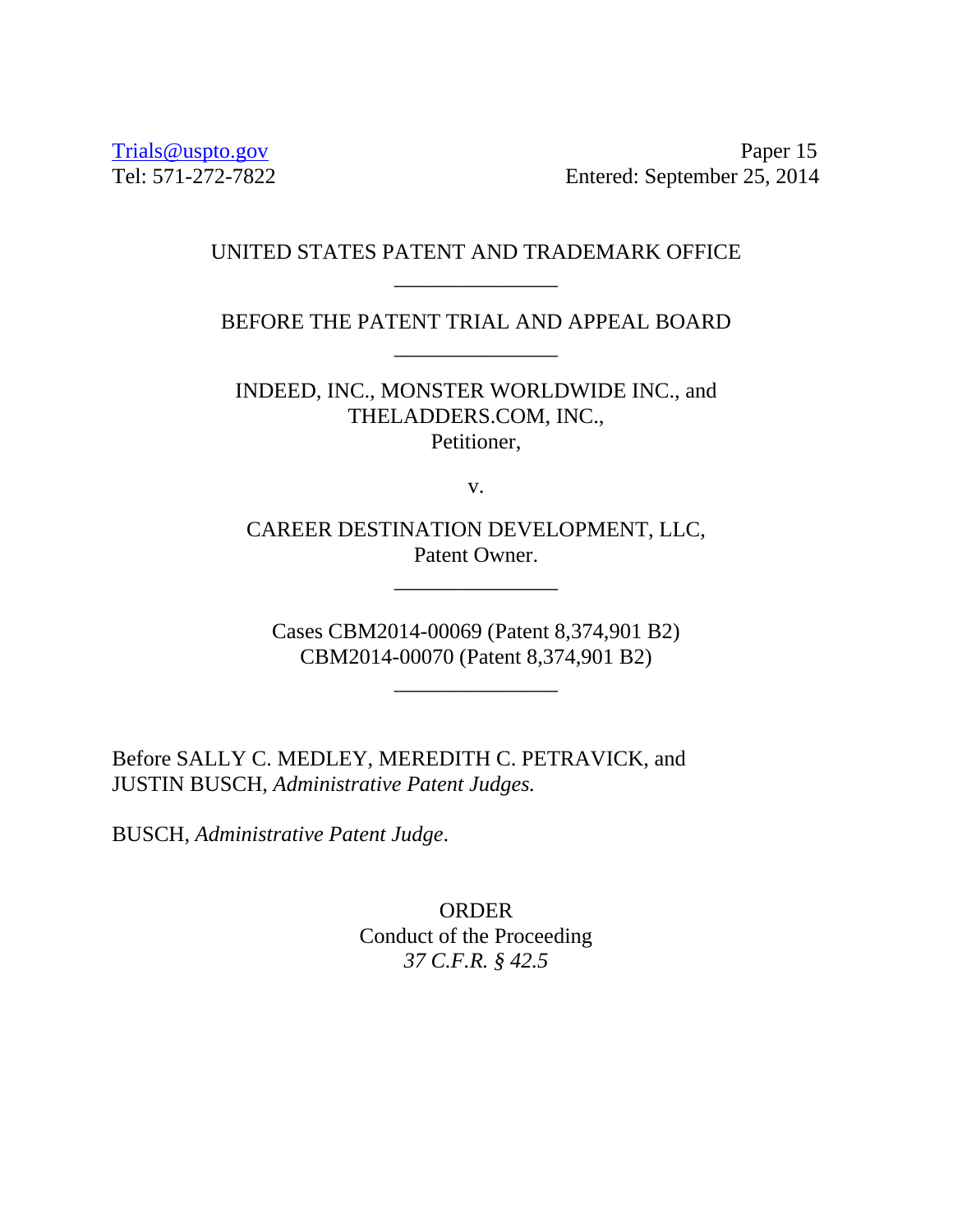Trials@uspto.gov
Tel: 571-272-7822

Paper 15
Entered: September 25, 2014

UNITED STATES PATENT AND TRADEMARK OFFICE

_______________

BEFORE THE PATENT TRIAL AND APPEAL BOARD

_______________

INDEED, INC., MONSTER WORLDWIDE INC., and
THELADDERS.COM, INC.,
Petitioner,

v.

CAREER DESTINATION DEVELOPMENT, LLC,
Patent Owner.

_______________

Cases CBM2014-00069 (Patent 8,374,901 B2)
CBM2014-00070 (Patent 8,374,901 B2)

_______________

Before SALLY C. MEDLEY, MEREDITH C. PETRAVICK, and
JUSTIN BUSCH, *Administrative Patent Judges.*

BUSCH, *Administrative Patent Judge*.

ORDER
Conduct of the Proceeding
*37 C.F.R. § 42.5*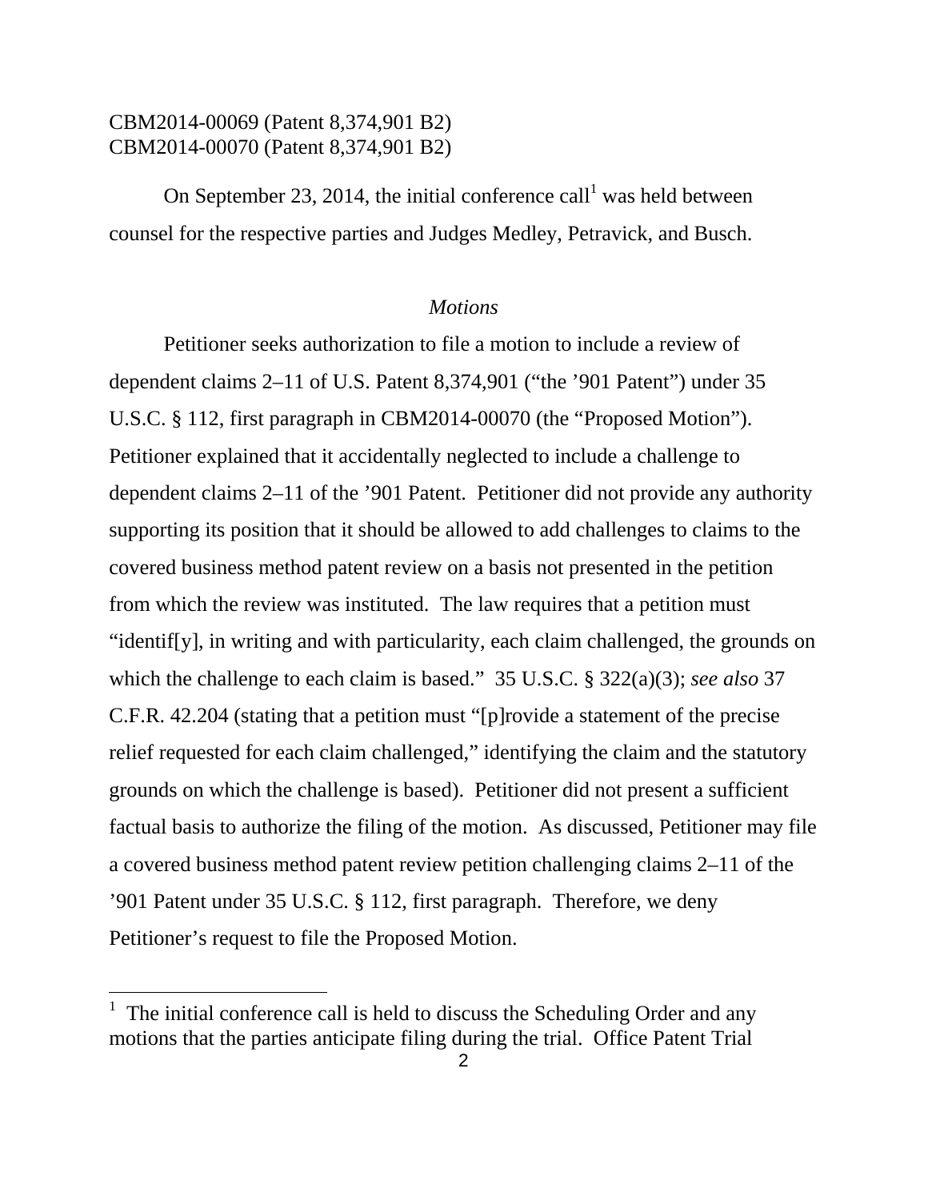CBM2014-00069 (Patent 8,374,901 B2)
CBM2014-00070 (Patent 8,374,901 B2)

On September 23, 2014, the initial conference call[1] was held between counsel for the respective parties and Judges Medley, Petravick, and Busch.

*Motions*

Petitioner seeks authorization to file a motion to include a review of dependent claims 2–11 of U.S. Patent 8,374,901 ("the '901 Patent") under 35 U.S.C. § 112, first paragraph in CBM2014-00070 (the "Proposed Motion"). Petitioner explained that it accidentally neglected to include a challenge to dependent claims 2–11 of the '901 Patent. Petitioner did not provide any authority supporting its position that it should be allowed to add challenges to claims to the covered business method patent review on a basis not presented in the petition from which the review was instituted. The law requires that a petition must "identif[y], in writing and with particularity, each claim challenged, the grounds on which the challenge to each claim is based." 35 U.S.C. § 322(a)(3); *see also* 37 C.F.R. 42.204 (stating that a petition must "[p]rovide a statement of the precise relief requested for each claim challenged," identifying the claim and the statutory grounds on which the challenge is based). Petitioner did not present a sufficient factual basis to authorize the filing of the motion. As discussed, Petitioner may file a covered business method patent review petition challenging claims 2–11 of the '901 Patent under 35 U.S.C. § 112, first paragraph. Therefore, we deny Petitioner's request to file the Proposed Motion.

[1] The initial conference call is held to discuss the Scheduling Order and any motions that the parties anticipate filing during the trial. Office Patent Trial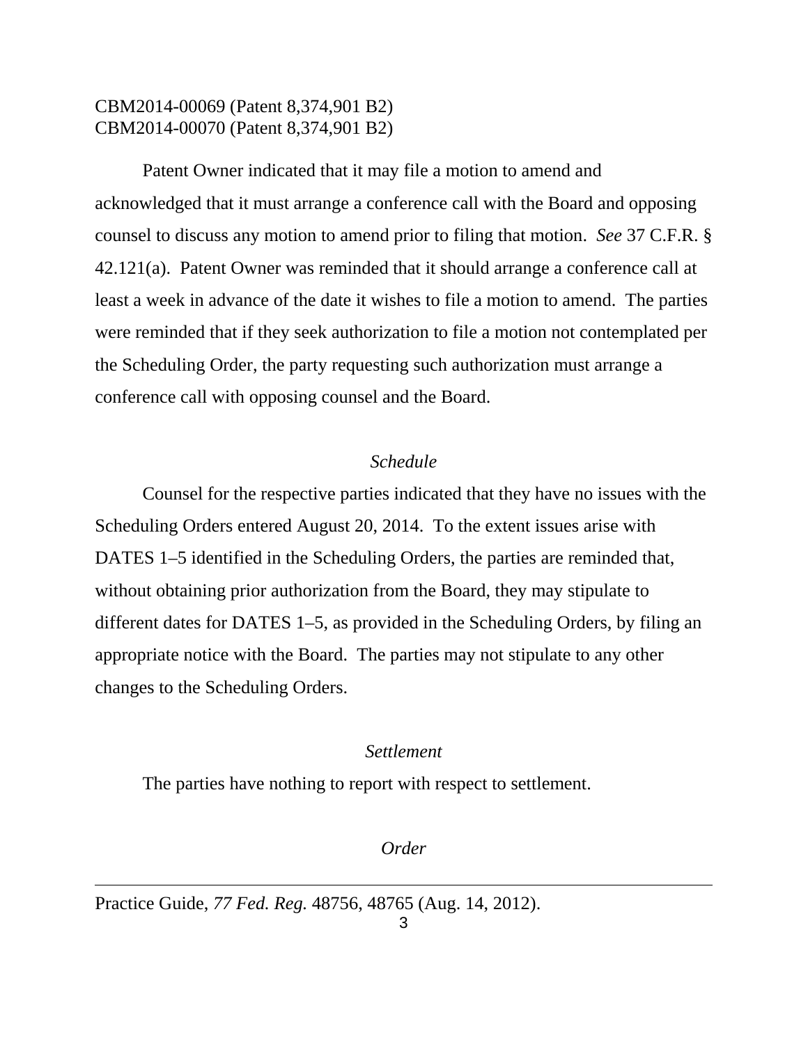Patent Owner indicated that it may file a motion to amend and acknowledged that it must arrange a conference call with the Board and opposing counsel to discuss any motion to amend prior to filing that motion. *See* 37 C.F.R. § 42.121(a). Patent Owner was reminded that it should arrange a conference call at least a week in advance of the date it wishes to file a motion to amend. The parties were reminded that if they seek authorization to file a motion not contemplated per the Scheduling Order, the party requesting such authorization must arrange a conference call with opposing counsel and the Board.

*Schedule*

Counsel for the respective parties indicated that they have no issues with the Scheduling Orders entered August 20, 2014. To the extent issues arise with DATES 1–5 identified in the Scheduling Orders, the parties are reminded that, without obtaining prior authorization from the Board, they may stipulate to different dates for DATES 1–5, as provided in the Scheduling Orders, by filing an appropriate notice with the Board. The parties may not stipulate to any other changes to the Scheduling Orders.

*Settlement*

The parties have nothing to report with respect to settlement.

*Order*

---

Practice Guide, *77 Fed. Reg.* 48756, 48765 (Aug. 14, 2012).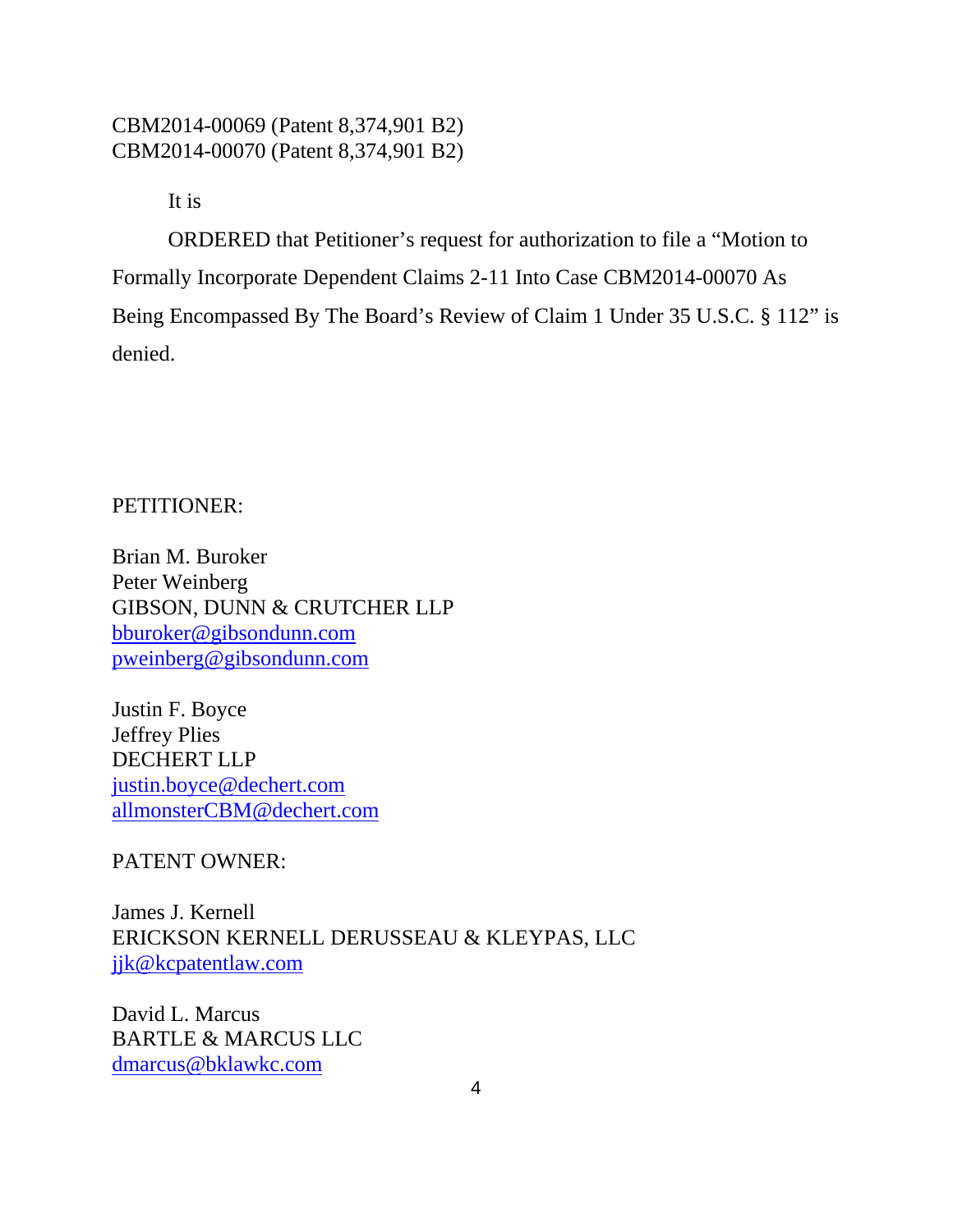CBM2014-00069 (Patent 8,374,901 B2)
CBM2014-00070 (Patent 8,374,901 B2)

It is

ORDERED that Petitioner's request for authorization to file a "Motion to Formally Incorporate Dependent Claims 2-11 Into Case CBM2014-00070 As Being Encompassed By The Board's Review of Claim 1 Under 35 U.S.C. § 112" is denied.

PETITIONER:

Brian M. Buroker
Peter Weinberg
GIBSON, DUNN & CRUTCHER LLP
bburoker@gibsondunn.com
pweinberg@gibsondunn.com

Justin F. Boyce
Jeffrey Plies
DECHERT LLP
justin.boyce@dechert.com
allmonsterCBM@dechert.com

PATENT OWNER:

James J. Kernell
ERICKSON KERNELL DERUSSEAU & KLEYPAS, LLC
jjk@kcpatentlaw.com

David L. Marcus
BARTLE & MARCUS LLC
dmarcus@bklawkc.com